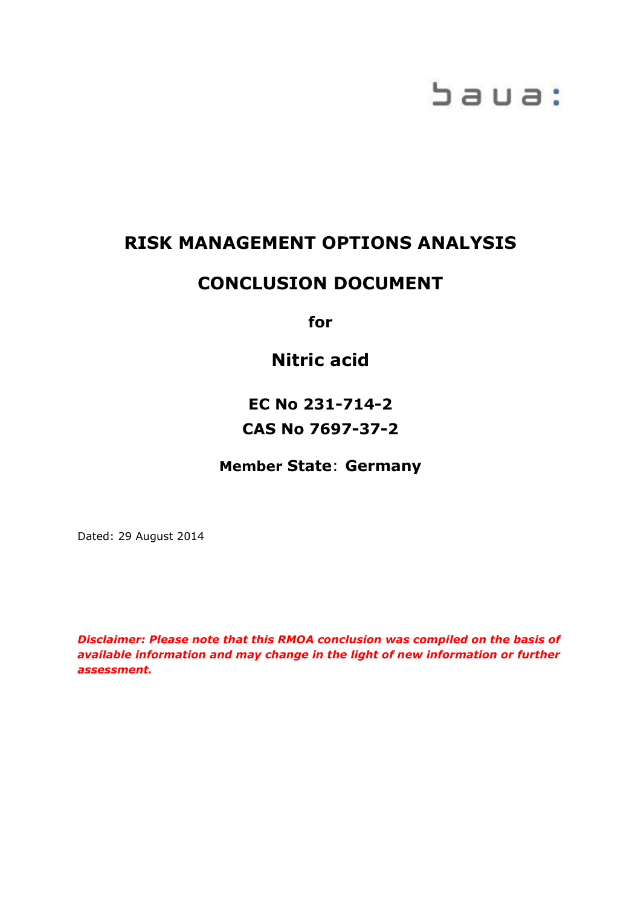baua:

# RISK MANAGEMENT OPTIONS ANALYSIS

# CONCLUSION DOCUMENT

**for**

## Nitric acid

### EC No 231-714-2
### CAS No 7697-37-2

**Member State: Germany**

Dated: 29 August 2014

***Disclaimer: Please note that this RMOA conclusion was compiled on the basis of available information and may change in the light of new information or further assessment.***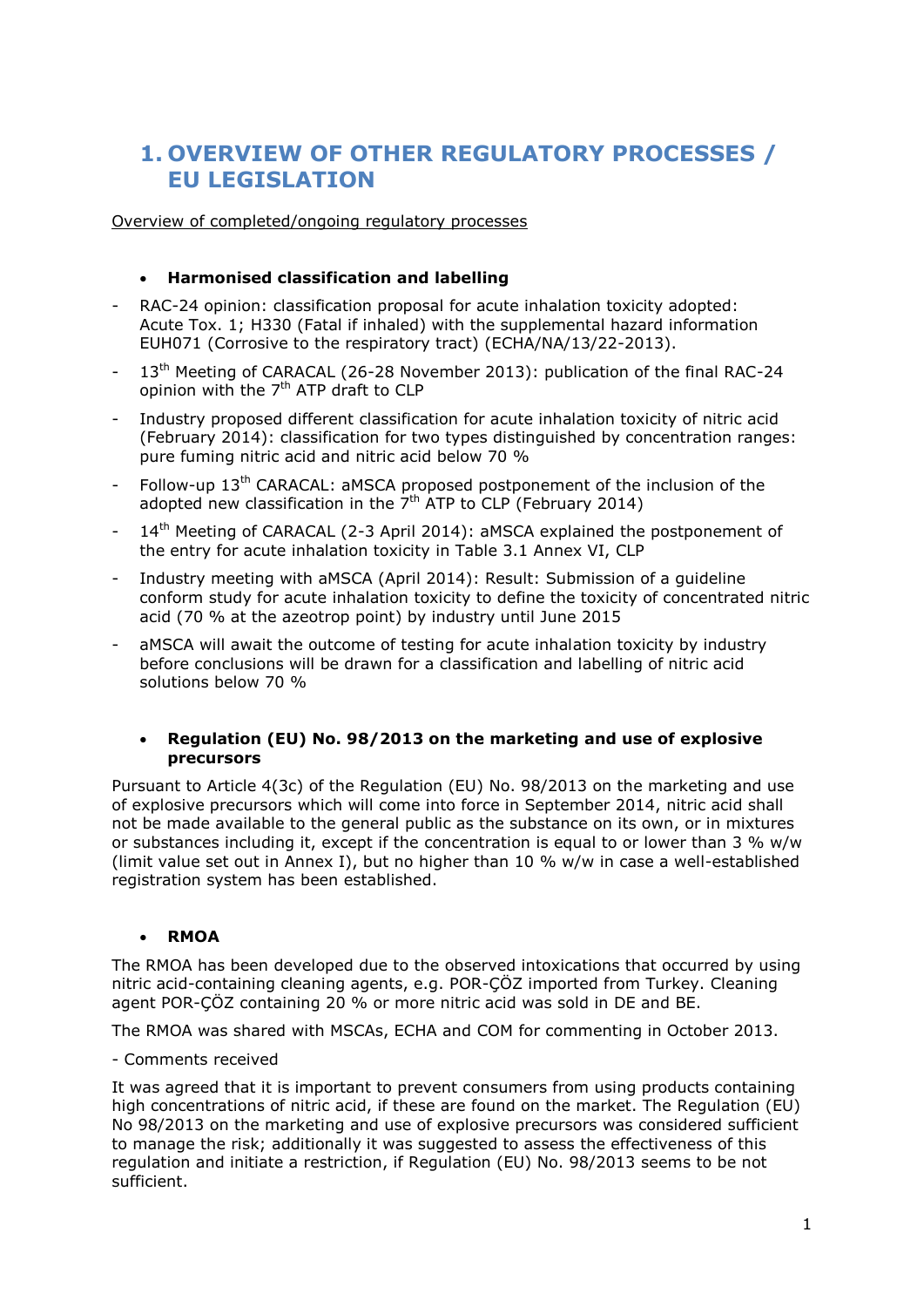# 1. OVERVIEW OF OTHER REGULATORY PROCESSES / EU LEGISLATION

Overview of completed/ongoing regulatory processes

- **Harmonised classification and labelling**

- RAC-24 opinion: classification proposal for acute inhalation toxicity adopted: Acute Tox. 1; H330 (Fatal if inhaled) with the supplemental hazard information EUH071 (Corrosive to the respiratory tract) (ECHA/NA/13/22-2013).
- 13th Meeting of CARACAL (26-28 November 2013): publication of the final RAC-24 opinion with the 7th ATP draft to CLP
- Industry proposed different classification for acute inhalation toxicity of nitric acid (February 2014): classification for two types distinguished by concentration ranges: pure fuming nitric acid and nitric acid below 70 %
- Follow-up 13th CARACAL: aMSCA proposed postponement of the inclusion of the adopted new classification in the 7th ATP to CLP (February 2014)
- 14th Meeting of CARACAL (2-3 April 2014): aMSCA explained the postponement of the entry for acute inhalation toxicity in Table 3.1 Annex VI, CLP
- Industry meeting with aMSCA (April 2014): Result: Submission of a guideline conform study for acute inhalation toxicity to define the toxicity of concentrated nitric acid (70 % at the azeotrop point) by industry until June 2015
- aMSCA will await the outcome of testing for acute inhalation toxicity by industry before conclusions will be drawn for a classification and labelling of nitric acid solutions below 70 %

- **Regulation (EU) No. 98/2013 on the marketing and use of explosive precursors**

Pursuant to Article 4(3c) of the Regulation (EU) No. 98/2013 on the marketing and use of explosive precursors which will come into force in September 2014, nitric acid shall not be made available to the general public as the substance on its own, or in mixtures or substances including it, except if the concentration is equal to or lower than 3 % w/w (limit value set out in Annex I), but no higher than 10 % w/w in case a well-established registration system has been established.

- **RMOA**

The RMOA has been developed due to the observed intoxications that occurred by using nitric acid-containing cleaning agents, e.g. POR-ÇÖZ imported from Turkey. Cleaning agent POR-ÇÖZ containing 20 % or more nitric acid was sold in DE and BE.

The RMOA was shared with MSCAs, ECHA and COM for commenting in October 2013.

- Comments received

It was agreed that it is important to prevent consumers from using products containing high concentrations of nitric acid, if these are found on the market. The Regulation (EU) No 98/2013 on the marketing and use of explosive precursors was considered sufficient to manage the risk; additionally it was suggested to assess the effectiveness of this regulation and initiate a restriction, if Regulation (EU) No. 98/2013 seems to be not sufficient.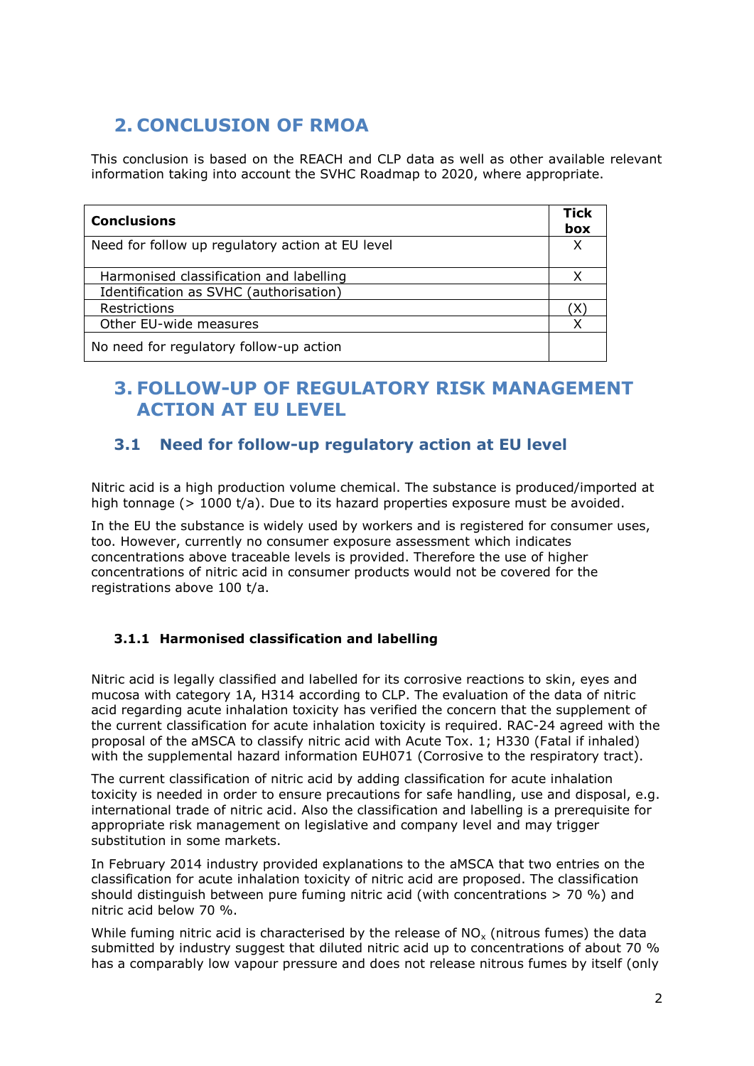# 2. CONCLUSION OF RMOA

This conclusion is based on the REACH and CLP data as well as other available relevant information taking into account the SVHC Roadmap to 2020, where appropriate.

| **Conclusions** | **Tick box** |
|---|---|
| Need for follow up regulatory action at EU level | X |
| Harmonised classification and labelling | X |
| Identification as SVHC (authorisation) | |
| Restrictions | (X) |
| Other EU-wide measures | X |
| No need for regulatory follow-up action | |

# 3. FOLLOW-UP OF REGULATORY RISK MANAGEMENT ACTION AT EU LEVEL

## 3.1 Need for follow-up regulatory action at EU level

Nitric acid is a high production volume chemical. The substance is produced/imported at high tonnage (> 1000 t/a). Due to its hazard properties exposure must be avoided.

In the EU the substance is widely used by workers and is registered for consumer uses, too. However, currently no consumer exposure assessment which indicates concentrations above traceable levels is provided. Therefore the use of higher concentrations of nitric acid in consumer products would not be covered for the registrations above 100 t/a.

### 3.1.1 Harmonised classification and labelling

Nitric acid is legally classified and labelled for its corrosive reactions to skin, eyes and mucosa with category 1A, H314 according to CLP. The evaluation of the data of nitric acid regarding acute inhalation toxicity has verified the concern that the supplement of the current classification for acute inhalation toxicity is required. RAC-24 agreed with the proposal of the aMSCA to classify nitric acid with Acute Tox. 1; H330 (Fatal if inhaled) with the supplemental hazard information EUH071 (Corrosive to the respiratory tract).

The current classification of nitric acid by adding classification for acute inhalation toxicity is needed in order to ensure precautions for safe handling, use and disposal, e.g. international trade of nitric acid. Also the classification and labelling is a prerequisite for appropriate risk management on legislative and company level and may trigger substitution in some markets.

In February 2014 industry provided explanations to the aMSCA that two entries on the classification for acute inhalation toxicity of nitric acid are proposed. The classification should distinguish between pure fuming nitric acid (with concentrations > 70 %) and nitric acid below 70 %.

While fuming nitric acid is characterised by the release of $NO_x$ (nitrous fumes) the data submitted by industry suggest that diluted nitric acid up to concentrations of about 70 % has a comparably low vapour pressure and does not release nitrous fumes by itself (only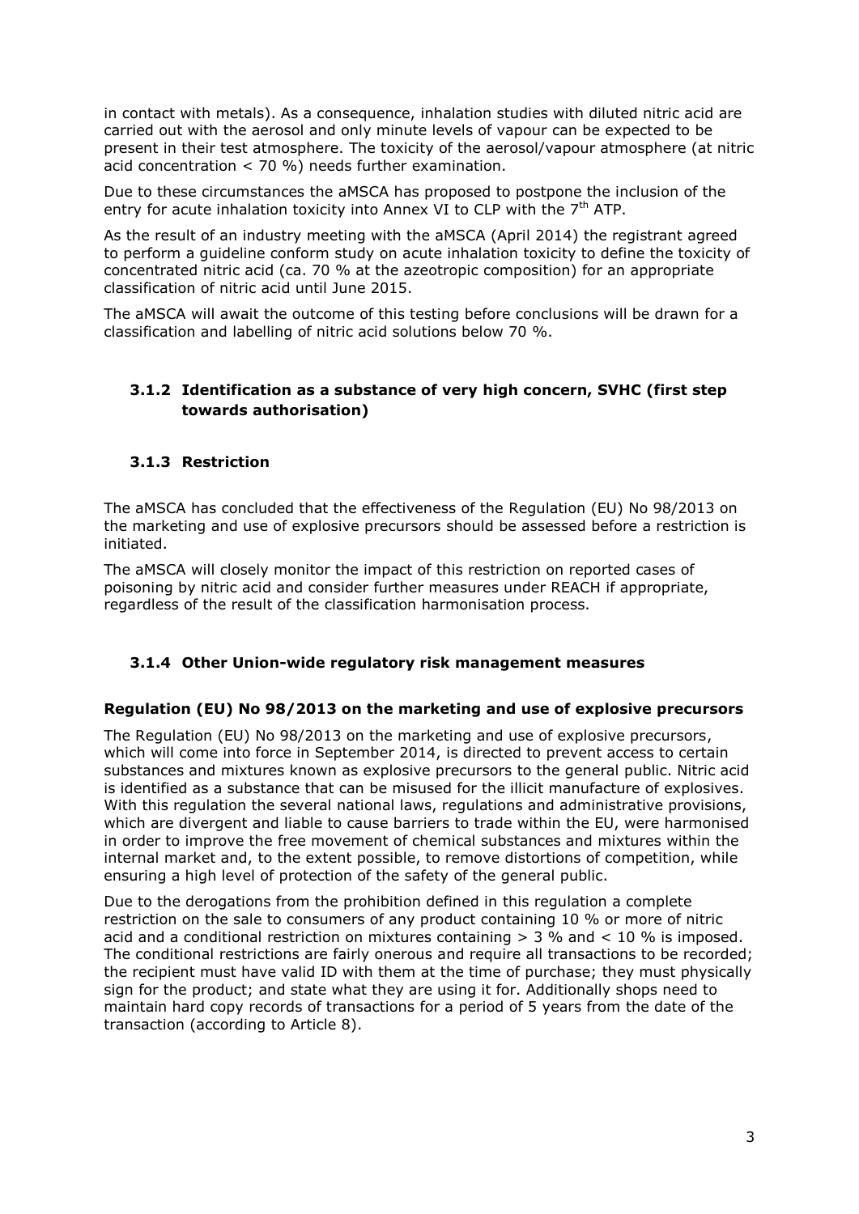in contact with metals). As a consequence, inhalation studies with diluted nitric acid are carried out with the aerosol and only minute levels of vapour can be expected to be present in their test atmosphere. The toxicity of the aerosol/vapour atmosphere (at nitric acid concentration < 70 %) needs further examination.

Due to these circumstances the aMSCA has proposed to postpone the inclusion of the entry for acute inhalation toxicity into Annex VI to CLP with the 7th ATP.

As the result of an industry meeting with the aMSCA (April 2014) the registrant agreed to perform a guideline conform study on acute inhalation toxicity to define the toxicity of concentrated nitric acid (ca. 70 % at the azeotropic composition) for an appropriate classification of nitric acid until June 2015.

The aMSCA will await the outcome of this testing before conclusions will be drawn for a classification and labelling of nitric acid solutions below 70 %.

### 3.1.2 Identification as a substance of very high concern, SVHC (first step towards authorisation)

### 3.1.3 Restriction

The aMSCA has concluded that the effectiveness of the Regulation (EU) No 98/2013 on the marketing and use of explosive precursors should be assessed before a restriction is initiated.

The aMSCA will closely monitor the impact of this restriction on reported cases of poisoning by nitric acid and consider further measures under REACH if appropriate, regardless of the result of the classification harmonisation process.

### 3.1.4 Other Union-wide regulatory risk management measures

**Regulation (EU) No 98/2013 on the marketing and use of explosive precursors**

The Regulation (EU) No 98/2013 on the marketing and use of explosive precursors, which will come into force in September 2014, is directed to prevent access to certain substances and mixtures known as explosive precursors to the general public. Nitric acid is identified as a substance that can be misused for the illicit manufacture of explosives. With this regulation the several national laws, regulations and administrative provisions, which are divergent and liable to cause barriers to trade within the EU, were harmonised in order to improve the free movement of chemical substances and mixtures within the internal market and, to the extent possible, to remove distortions of competition, while ensuring a high level of protection of the safety of the general public.

Due to the derogations from the prohibition defined in this regulation a complete restriction on the sale to consumers of any product containing 10 % or more of nitric acid and a conditional restriction on mixtures containing > 3 % and < 10 % is imposed. The conditional restrictions are fairly onerous and require all transactions to be recorded; the recipient must have valid ID with them at the time of purchase; they must physically sign for the product; and state what they are using it for. Additionally shops need to maintain hard copy records of transactions for a period of 5 years from the date of the transaction (according to Article 8).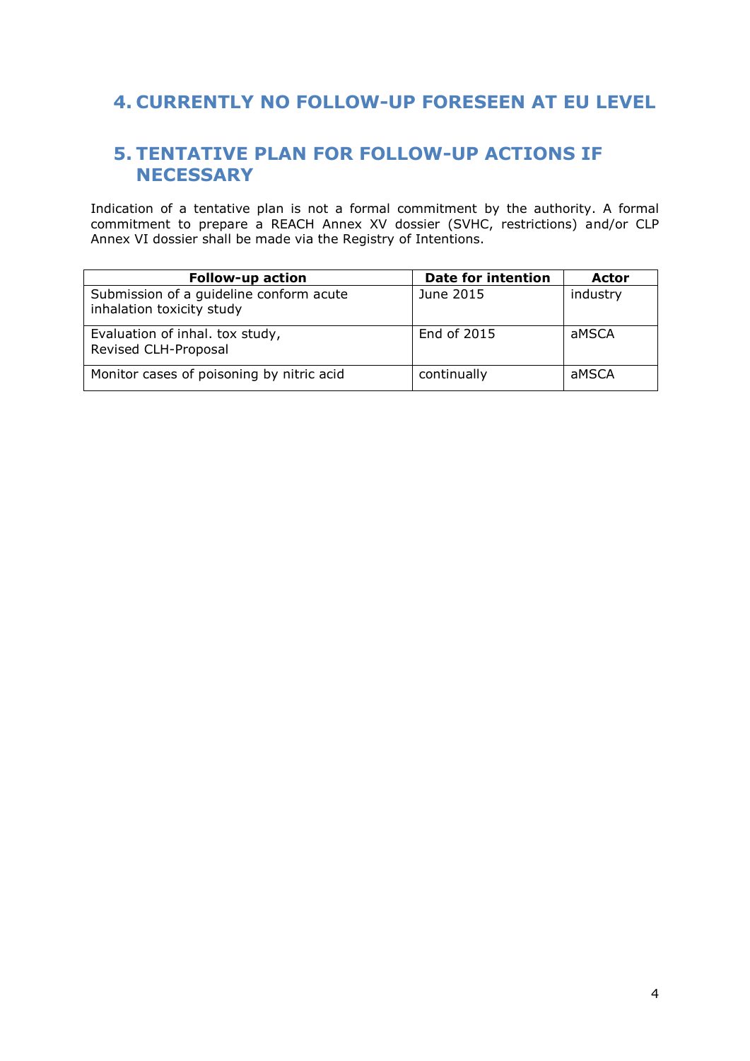# 4. CURRENTLY NO FOLLOW-UP FORESEEN AT EU LEVEL

# 5. TENTATIVE PLAN FOR FOLLOW-UP ACTIONS IF NECESSARY

Indication of a tentative plan is not a formal commitment by the authority. A formal commitment to prepare a REACH Annex XV dossier (SVHC, restrictions) and/or CLP Annex VI dossier shall be made via the Registry of Intentions.

| Follow-up action | Date for intention | Actor |
|---|---|---|
| Submission of a guideline conform acute inhalation toxicity study | June 2015 | industry |
| Evaluation of inhal. tox study,<br>Revised CLH-Proposal | End of 2015 | aMSCA |
| Monitor cases of poisoning by nitric acid | continually | aMSCA |